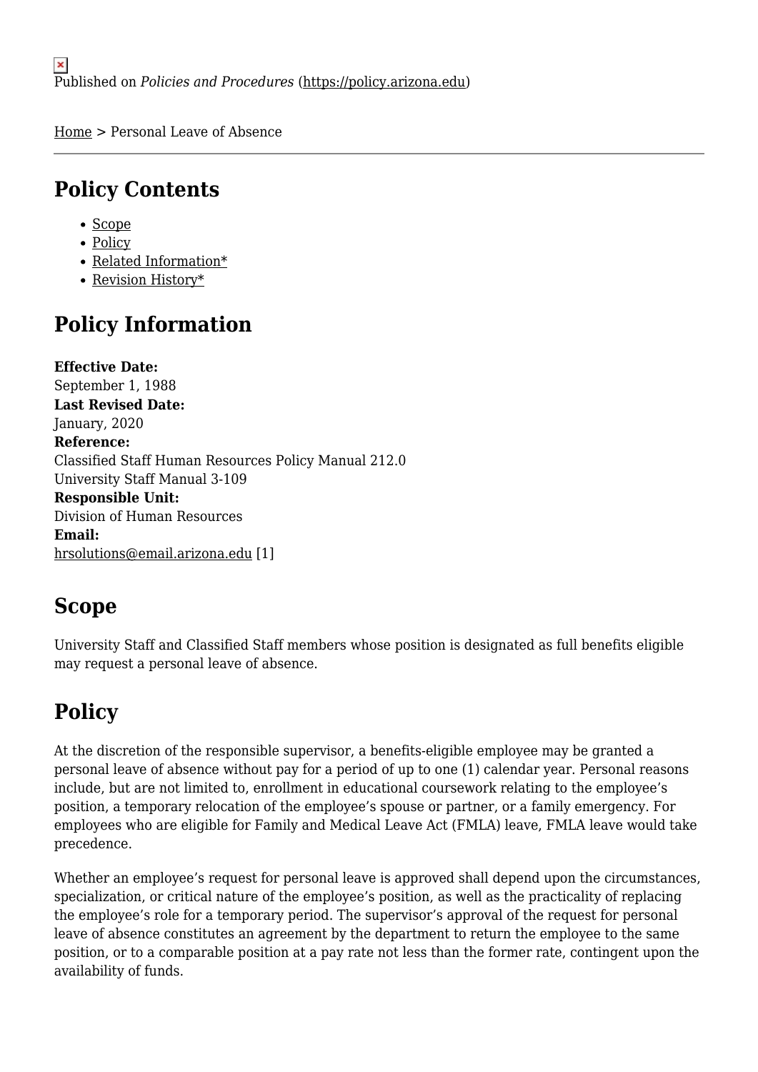Published on *Policies and Procedures* (https://policy.arizona.edu)

Home > Personal Leave of Absence

## Policy Contents

- Scope
- Policy
- Related Information*
- Revision History*

## Policy Information

**Effective Date:**
September 1, 1988
**Last Revised Date:**
January, 2020
**Reference:**
Classified Staff Human Resources Policy Manual 212.0
University Staff Manual 3-109
**Responsible Unit:**
Division of Human Resources
**Email:**
hrsolutions@email.arizona.edu [1]

## Scope

University Staff and Classified Staff members whose position is designated as full benefits eligible may request a personal leave of absence.

## Policy

At the discretion of the responsible supervisor, a benefits-eligible employee may be granted a personal leave of absence without pay for a period of up to one (1) calendar year. Personal reasons include, but are not limited to, enrollment in educational coursework relating to the employee's position, a temporary relocation of the employee's spouse or partner, or a family emergency. For employees who are eligible for Family and Medical Leave Act (FMLA) leave, FMLA leave would take precedence.

Whether an employee's request for personal leave is approved shall depend upon the circumstances, specialization, or critical nature of the employee's position, as well as the practicality of replacing the employee's role for a temporary period. The supervisor's approval of the request for personal leave of absence constitutes an agreement by the department to return the employee to the same position, or to a comparable position at a pay rate not less than the former rate, contingent upon the availability of funds.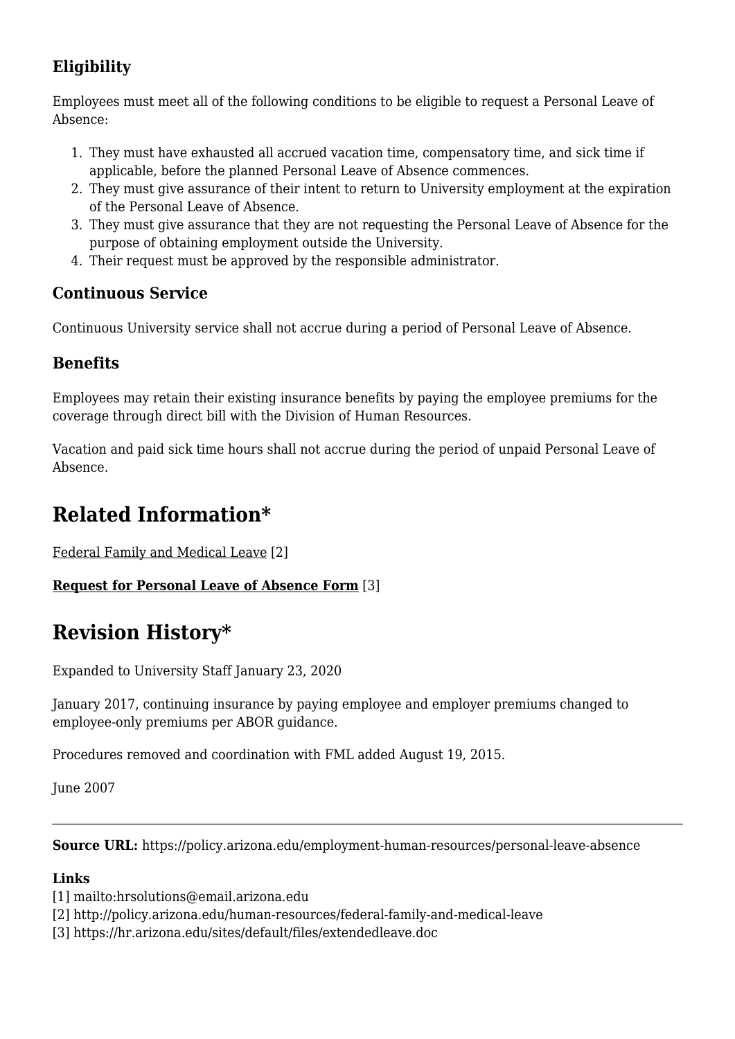### Eligibility

Employees must meet all of the following conditions to be eligible to request a Personal Leave of Absence:

1. They must have exhausted all accrued vacation time, compensatory time, and sick time if applicable, before the planned Personal Leave of Absence commences.
2. They must give assurance of their intent to return to University employment at the expiration of the Personal Leave of Absence.
3. They must give assurance that they are not requesting the Personal Leave of Absence for the purpose of obtaining employment outside the University.
4. Their request must be approved by the responsible administrator.

### Continuous Service

Continuous University service shall not accrue during a period of Personal Leave of Absence.

### Benefits

Employees may retain their existing insurance benefits by paying the employee premiums for the coverage through direct bill with the Division of Human Resources.

Vacation and paid sick time hours shall not accrue during the period of unpaid Personal Leave of Absence.

## Related Information*

Federal Family and Medical Leave [2]

**Request for Personal Leave of Absence Form** [3]

## Revision History*

Expanded to University Staff January 23, 2020

January 2017, continuing insurance by paying employee and employer premiums changed to employee-only premiums per ABOR guidance.

Procedures removed and coordination with FML added August 19, 2015.

June 2007

---

**Source URL:** https://policy.arizona.edu/employment-human-resources/personal-leave-absence

**Links**

[1] mailto:hrsolutions@email.arizona.edu

[2] http://policy.arizona.edu/human-resources/federal-family-and-medical-leave

[3] https://hr.arizona.edu/sites/default/files/extendedleave.doc